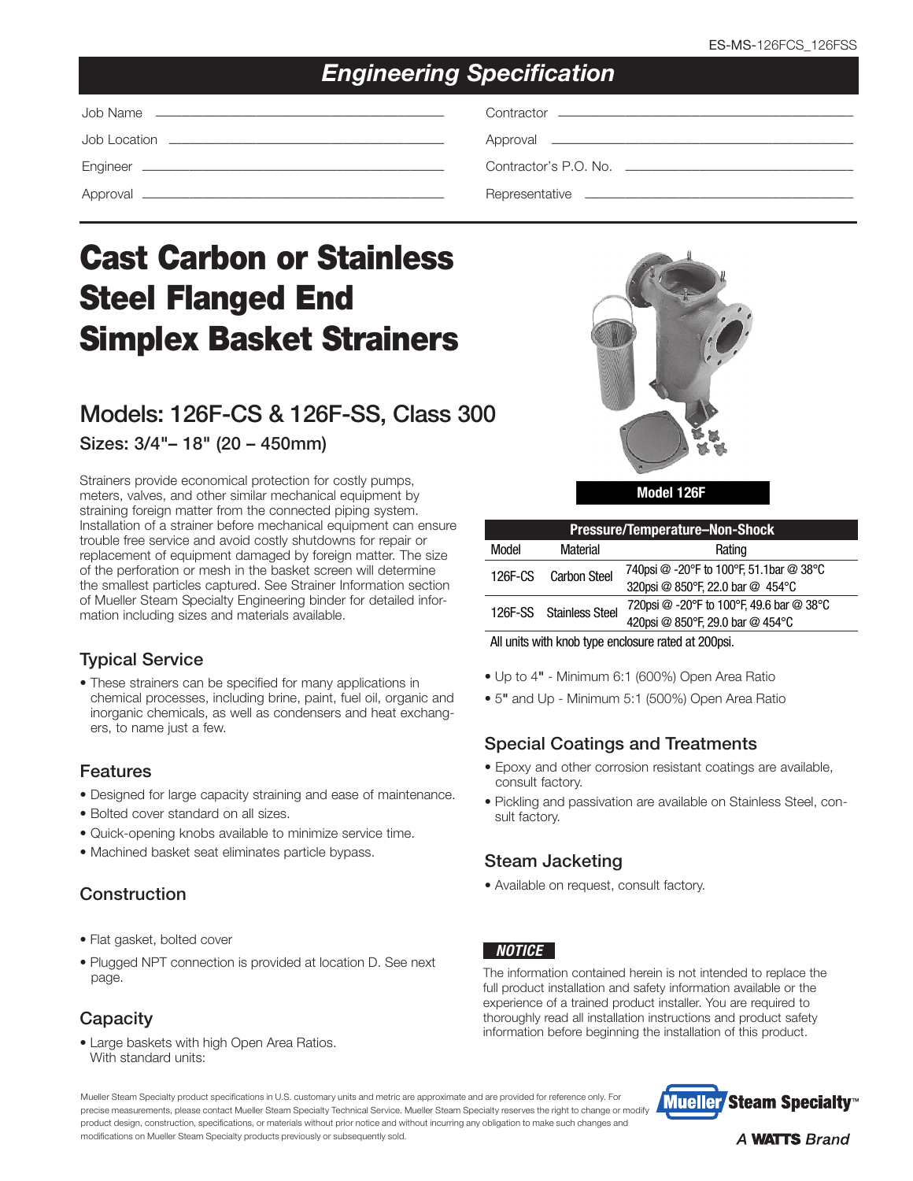ES-MS-126FCS_126FSS

# Engineering Specification

Job Name ______________________

Job Location ______________________

Engineer ______________________

Approval ______________________

Contractor ______________________

Approval ______________________

Contractor's P.O. No. ______________________

Representative ______________________

# Cast Carbon or Stainless Steel Flanged End Simplex Basket Strainers

## Models: 126F-CS & 126F-SS, Class 300

### Sizes: 3/4"– 18" (20 – 450mm)

Strainers provide economical protection for costly pumps, meters, valves, and other similar mechanical equipment by straining foreign matter from the connected piping system. Installation of a strainer before mechanical equipment can ensure trouble free service and avoid costly shutdowns for repair or replacement of equipment damaged by foreign matter. The size of the perforation or mesh in the basket screen will determine the smallest particles captured. See Strainer Information section of Mueller Steam Specialty Engineering binder for detailed information including sizes and materials available.

### Typical Service

- These strainers can be specified for many applications in chemical processes, including brine, paint, fuel oil, organic and inorganic chemicals, as well as condensers and heat exchangers, to name just a few.

### Features

- Designed for large capacity straining and ease of maintenance.
- Bolted cover standard on all sizes.
- Quick-opening knobs available to minimize service time.
- Machined basket seat eliminates particle bypass.

### Construction

- Flat gasket, bolted cover
- Plugged NPT connection is provided at location D. See next page.

### Capacity

- Large baskets with high Open Area Ratios. With standard units:

**Model 126F**

| Pressure/Temperature–Non-Shock | | |
|---|---|---|
| Model | Material | Rating |
| 126F-CS | Carbon Steel | 740psi @ -20°F to 100°F, 51.1bar @ 38°C<br>320psi @ 850°F, 22.0 bar @ 454°C |
| 126F-SS | Stainless Steel | 720psi @ -20°F to 100°F, 49.6 bar @ 38°C<br>420psi @ 850°F, 29.0 bar @ 454°C |

All units with knob type enclosure rated at 200psi.

- Up to 4" - Minimum 6:1 (600%) Open Area Ratio
- 5" and Up - Minimum 5:1 (500%) Open Area Ratio

### Special Coatings and Treatments

- Epoxy and other corrosion resistant coatings are available, consult factory.
- Pickling and passivation are available on Stainless Steel, consult factory.

### Steam Jacketing

- Available on request, consult factory.

**NOTICE**

The information contained herein is not intended to replace the full product installation and safety information available or the experience of a trained product installer. You are required to thoroughly read all installation instructions and product safety information before beginning the installation of this product.

Mueller Steam Specialty product specifications in U.S. customary units and metric are approximate and are provided for reference only. For precise measurements, please contact Mueller Steam Specialty Technical Service. Mueller Steam Specialty reserves the right to change or modify product design, construction, specifications, or materials without prior notice and without incurring any obligation to make such changes and modifications on Mueller Steam Specialty products previously or subsequently sold.

Mueller Steam Specialty™

A WATTS Brand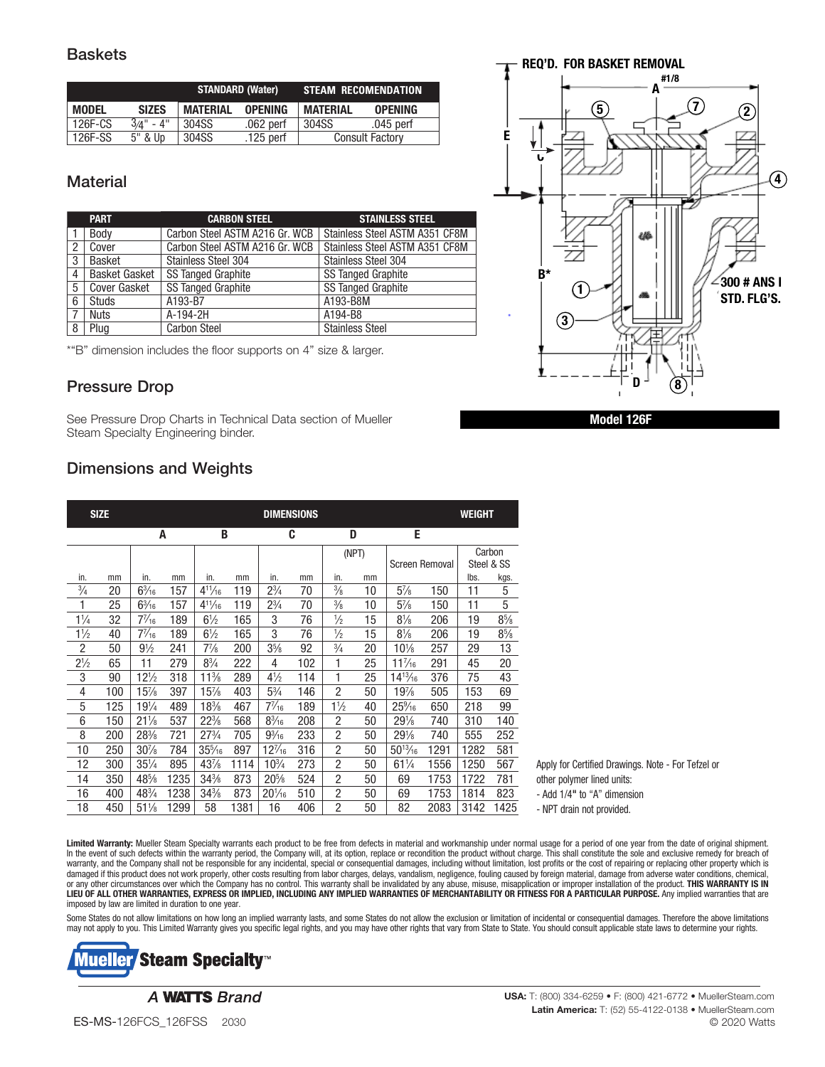## Baskets

| | | STANDARD (Water) | | STEAM RECOMENDATION | |
|---|---|---|---|---|---|
| MODEL | SIZES | MATERIAL | OPENING | MATERIAL | OPENING |
| 126F-CS | ¾" - 4" | 304SS | .062 perf | 304SS | .045 perf |
| 126F-SS | 5" & Up | 304SS | .125 perf | Consult Factory | |

## Material

| | PART | CARBON STEEL | STAINLESS STEEL |
|---|---|---|---|
| 1 | Body | Carbon Steel ASTM A216 Gr. WCB | Stainless Steel ASTM A351 CF8M |
| 2 | Cover | Carbon Steel ASTM A216 Gr. WCB | Stainless Steel ASTM A351 CF8M |
| 3 | Basket | Stainless Steel 304 | Stainless Steel 304 |
| 4 | Basket Gasket | SS Tanged Graphite | SS Tanged Graphite |
| 5 | Cover Gasket | SS Tanged Graphite | SS Tanged Graphite |
| 6 | Studs | A193-B7 | A193-B8M |
| 7 | Nuts | A-194-2H | A194-B8 |
| 8 | Plug | Carbon Steel | Stainless Steel |

*"B" dimension includes the floor supports on 4" size & larger.

REQ'D. FOR BASKET REMOVAL

#1/8

A

E

C

B*

D

300 # ANS I STD. FLG'S.

Model 126F

## Pressure Drop

See Pressure Drop Charts in Technical Data section of Mueller Steam Specialty Engineering binder.

## Dimensions and Weights

| SIZE | | DIMENSIONS | | | | | | | | | | WEIGHT | |
|---|---|---|---|---|---|---|---|---|---|---|---|---|---|
| | | A | | B | | C | | D | | E | | | |
| | | | | | | | | (NPT) | | Screen Removal | | Carbon Steel & SS | |
| in. | mm | in. | mm | in. | mm | in. | mm | in. | mm | | | lbs. | kgs. |
| ¾ | 20 | 6³⁄₁₆ | 157 | 4¹¹⁄₁₆ | 119 | 2¾ | 70 | ⅜ | 10 | 5⅞ | 150 | 11 | 5 |
| 1 | 25 | 6³⁄₁₆ | 157 | 4¹¹⁄₁₆ | 119 | 2¾ | 70 | ⅜ | 10 | 5⅞ | 150 | 11 | 5 |
| 1¼ | 32 | 7⁷⁄₁₆ | 189 | 6½ | 165 | 3 | 76 | ½ | 15 | 8⅛ | 206 | 19 | 8⅝ |
| 1½ | 40 | 7⁷⁄₁₆ | 189 | 6½ | 165 | 3 | 76 | ½ | 15 | 8⅛ | 206 | 19 | 8⅝ |
| 2 | 50 | 9½ | 241 | 7⅞ | 200 | 3⅝ | 92 | ¾ | 20 | 10⅛ | 257 | 29 | 13 |
| 2½ | 65 | 11 | 279 | 8¾ | 222 | 4 | 102 | 1 | 25 | 11⁷⁄₁₆ | 291 | 45 | 20 |
| 3 | 90 | 12½ | 318 | 11⅜ | 289 | 4½ | 114 | 1 | 25 | 14¹³⁄₁₆ | 376 | 75 | 43 |
| 4 | 100 | 15⅝ | 397 | 15⅞ | 403 | 5¾ | 146 | 2 | 50 | 19⅞ | 505 | 153 | 69 |
| 5 | 125 | 19¼ | 489 | 18⅜ | 467 | 7⁷⁄₁₆ | 189 | 1½ | 40 | 25⁹⁄₁₆ | 650 | 218 | 99 |
| 6 | 150 | 21⅛ | 537 | 22⅜ | 568 | 8³⁄₁₆ | 208 | 2 | 50 | 29⅛ | 740 | 310 | 140 |
| 8 | 200 | 28⅜ | 721 | 27¾ | 705 | 9³⁄₁₆ | 233 | 2 | 50 | 29⅛ | 740 | 555 | 252 |
| 10 | 250 | 30⅞ | 784 | 35⁵⁄₁₆ | 897 | 12⁷⁄₁₆ | 316 | 2 | 50 | 50¹³⁄₁₆ | 1291 | 1282 | 581 |
| 12 | 300 | 35¼ | 895 | 43⅞ | 1114 | 10¾ | 273 | 2 | 50 | 61¼ | 1556 | 1250 | 567 |
| 14 | 350 | 48⅝ | 1235 | 34⅜ | 873 | 20⅝ | 524 | 2 | 50 | 69 | 1753 | 1722 | 781 |
| 16 | 400 | 48¾ | 1238 | 34⅜ | 873 | 20¹⁄₁₆ | 510 | 2 | 50 | 69 | 1753 | 1814 | 823 |
| 18 | 450 | 51⅛ | 1299 | 58 | 1381 | 16 | 406 | 2 | 50 | 82 | 2083 | 3142 | 1425 |

Apply for Certified Drawings. Note - For Tefzel or other polymer lined units:
- Add 1/4" to "A" dimension
- NPT drain not provided.

**Limited Warranty:** Mueller Steam Specialty warrants each product to be free from defects in material and workmanship under normal usage for a period of one year from the date of original shipment. In the event of such defects within the warranty period, the Company will, at its option, replace or recondition the product without charge. This shall constitute the sole and exclusive remedy for breach of warranty, and the Company shall not be responsible for any incidental, special or consequential damages, including without limitation, lost profits or the cost of repairing or replacing other property which is damaged if this product does not work properly, other costs resulting from labor charges, delays, vandalism, negligence, fouling caused by foreign material, damage from adverse water conditions, chemical, or any other circumstances over which the Company has no control. This warranty shall be invalidated by any abuse, misuse, misapplication or improper installation of the product. **THIS WARRANTY IS IN LIEU OF ALL OTHER WARRANTIES, EXPRESS OR IMPLIED, INCLUDING ANY IMPLIED WARRANTIES OF MERCHANTABILITY OR FITNESS FOR A PARTICULAR PURPOSE.** Any implied warranties that are imposed by law are limited in duration to one year.

Some States do not allow limitations on how long an implied warranty lasts, and some States do not allow the exclusion or limitation of incidental or consequential damages. Therefore the above limitations may not apply to you. This Limited Warranty gives you specific legal rights, and you may have other rights that vary from State to State. You should consult applicable state laws to determine your rights.

Mueller Steam Specialty™

A WATTS Brand

ES-MS-126FCS_126FSS 2030

**USA:** T: (800) 334-6259 • F: (800) 421-6772 • MuellerSteam.com
**Latin America:** T: (52) 55-4122-0138 • MuellerSteam.com
© 2020 Watts